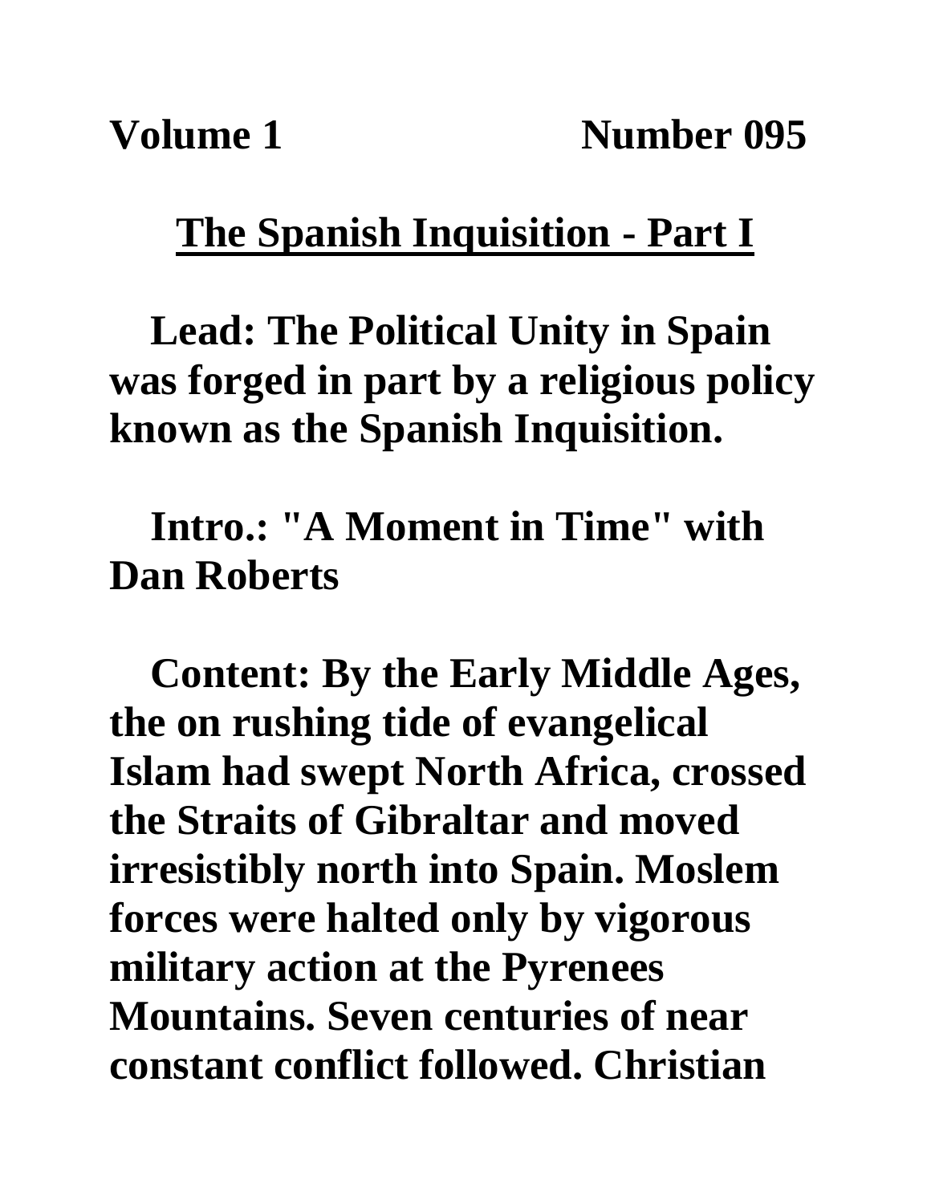**Volume 1 Number 095**

## The Spanish Inquisition - Part I

**Lead: The Political Unity in Spain was forged in part by a religious policy known as the Spanish Inquisition.**

**Intro.: "A Moment in Time" with Dan Roberts**

**Content: By the Early Middle Ages, the on rushing tide of evangelical Islam had swept North Africa, crossed the Straits of Gibraltar and moved irresistibly north into Spain. Moslem forces were halted only by vigorous military action at the Pyrenees Mountains. Seven centuries of near constant conflict followed. Christian**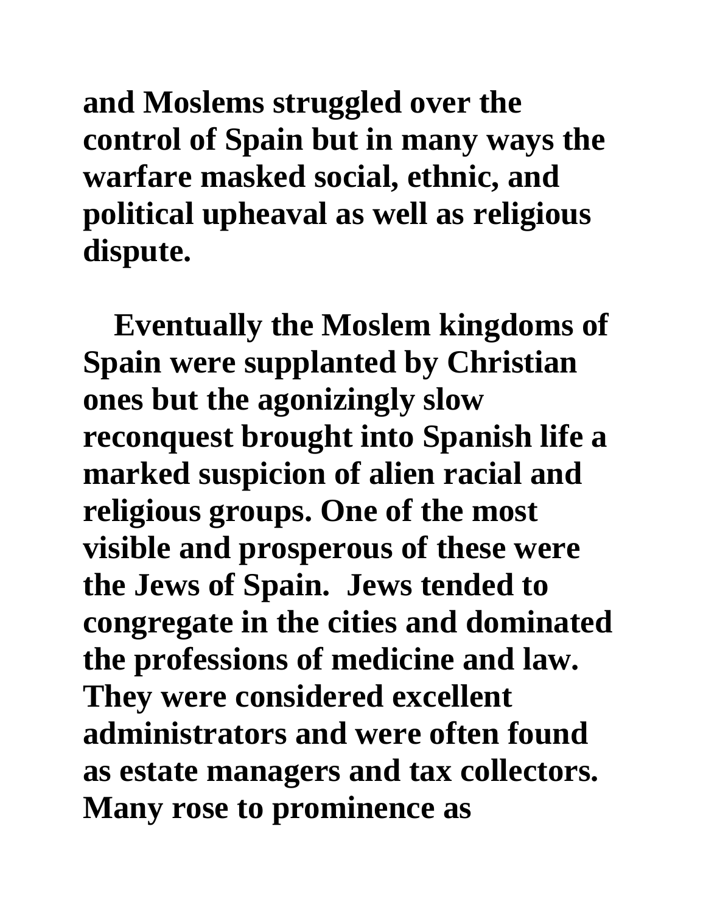and Moslems struggled over the control of Spain but in many ways the warfare masked social, ethnic, and political upheaval as well as religious dispute.

Eventually the Moslem kingdoms of Spain were supplanted by Christian ones but the agonizingly slow reconquest brought into Spanish life a marked suspicion of alien racial and religious groups. One of the most visible and prosperous of these were the Jews of Spain. Jews tended to congregate in the cities and dominated the professions of medicine and law. They were considered excellent administrators and were often found as estate managers and tax collectors. Many rose to prominence as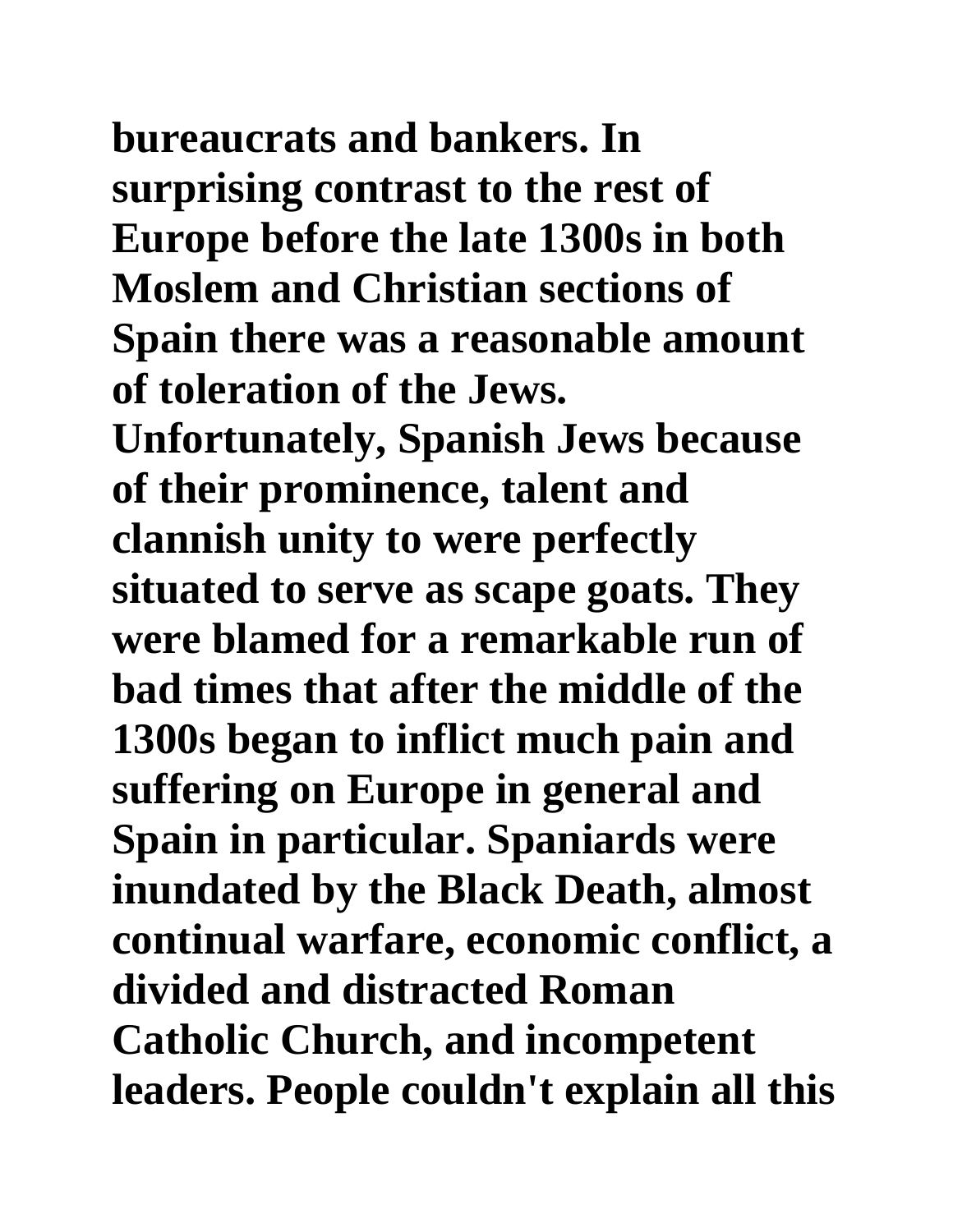**bureaucrats and bankers. In surprising contrast to the rest of Europe before the late 1300s in both Moslem and Christian sections of Spain there was a reasonable amount of toleration of the Jews. Unfortunately, Spanish Jews because of their prominence, talent and clannish unity to were perfectly situated to serve as scape goats. They were blamed for a remarkable run of bad times that after the middle of the 1300s began to inflict much pain and suffering on Europe in general and Spain in particular. Spaniards were inundated by the Black Death, almost continual warfare, economic conflict, a divided and distracted Roman Catholic Church, and incompetent leaders. People couldn't explain all this**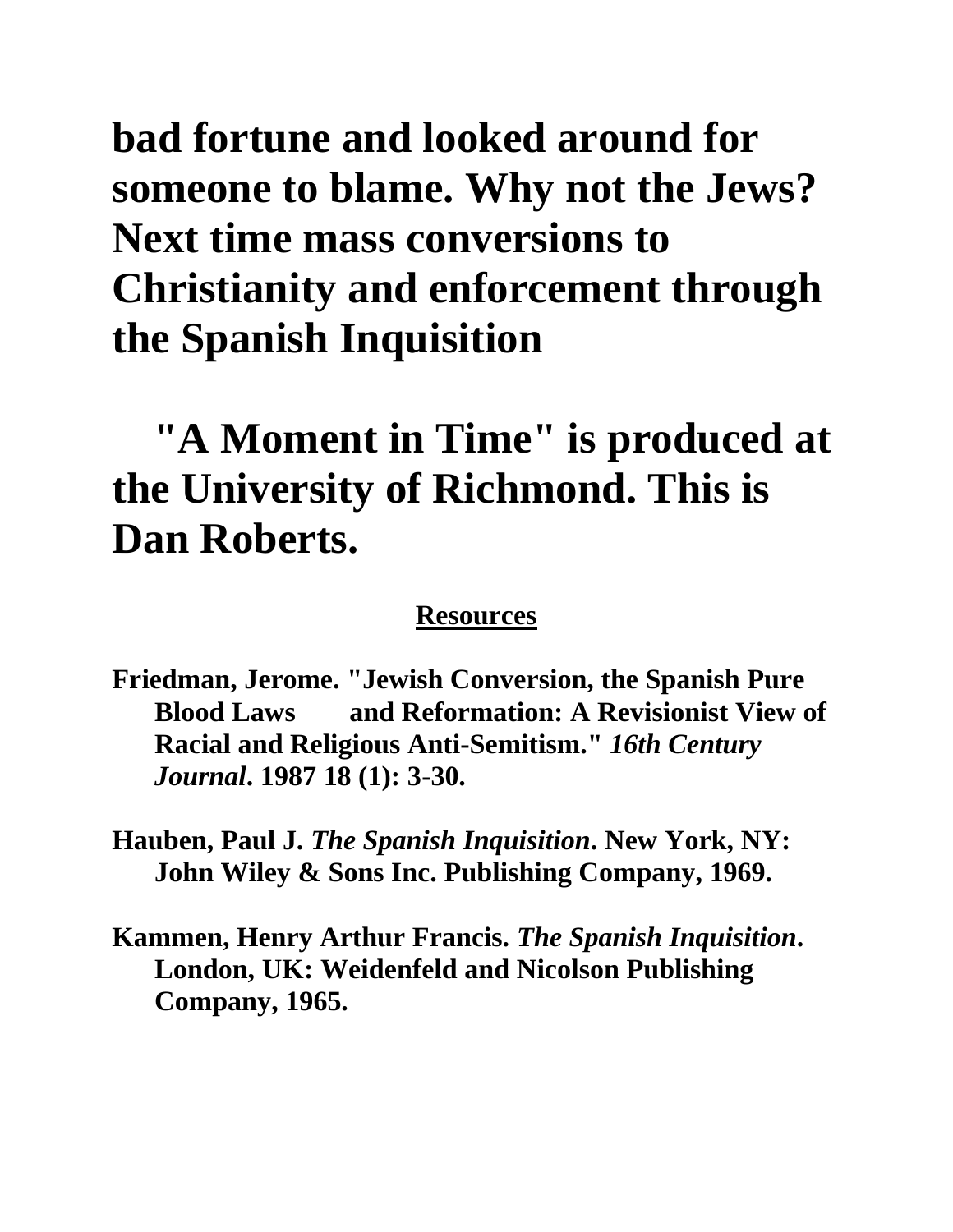**bad fortune and looked around for someone to blame. Why not the Jews? Next time mass conversions to Christianity and enforcement through the Spanish Inquisition**

**"A Moment in Time" is produced at the University of Richmond. This is Dan Roberts.**

**Resources**

**Friedman, Jerome. "Jewish Conversion, the Spanish Pure Blood Laws and Reformation: A Revisionist View of Racial and Religious Anti-Semitism."** ***16th Century Journal*****. 1987 18 (1): 3-30.**

**Hauben, Paul J.** ***The Spanish Inquisition*****. New York, NY: John Wiley & Sons Inc. Publishing Company, 1969.**

**Kammen, Henry Arthur Francis.** ***The Spanish Inquisition*****. London, UK: Weidenfeld and Nicolson Publishing Company, 1965.**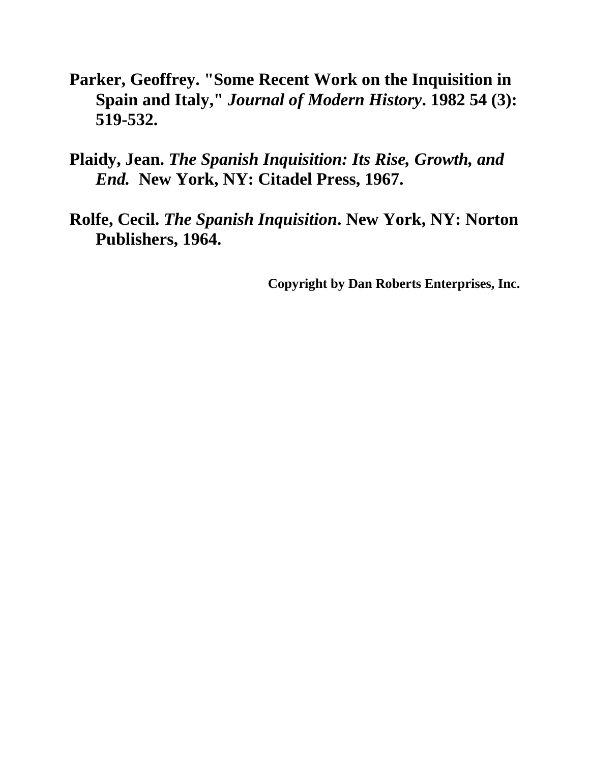**Parker, Geoffrey. "Some Recent Work on the Inquisition in Spain and Italy,"** ***Journal of Modern History*****. 1982 54 (3): 519-532.**

**Plaidy, Jean.** ***The Spanish Inquisition: Its Rise, Growth, and End.*** **New York, NY: Citadel Press, 1967.**

**Rolfe, Cecil.** ***The Spanish Inquisition*****. New York, NY: Norton Publishers, 1964.**

**Copyright by Dan Roberts Enterprises, Inc.**